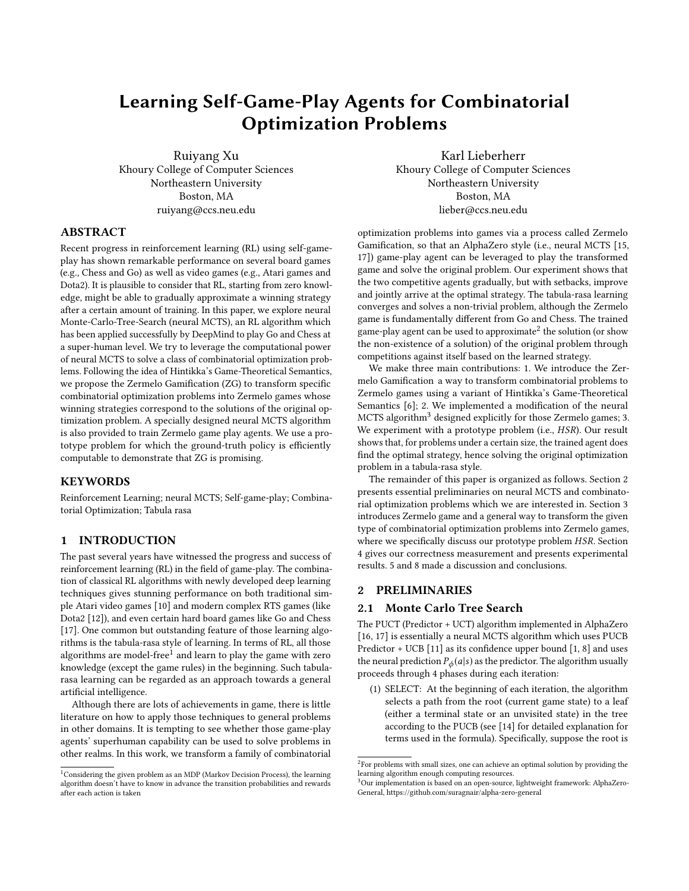# Learning Self-Game-Play Agents for Combinatorial Optimization Problems

Ruiyang Xu
Khoury College of Computer Sciences
Northeastern University
Boston, MA
ruiyang@ccs.neu.edu

Karl Lieberherr
Khoury College of Computer Sciences
Northeastern University
Boston, MA
lieber@ccs.neu.edu

## ABSTRACT

Recent progress in reinforcement learning (RL) using self-game-play has shown remarkable performance on several board games (e.g., Chess and Go) as well as video games (e.g., Atari games and Dota2). It is plausible to consider that RL, starting from zero knowledge, might be able to gradually approximate a winning strategy after a certain amount of training. In this paper, we explore neural Monte-Carlo-Tree-Search (neural MCTS), an RL algorithm which has been applied successfully by DeepMind to play Go and Chess at a super-human level. We try to leverage the computational power of neural MCTS to solve a class of combinatorial optimization problems. Following the idea of Hintikka's Game-Theoretical Semantics, we propose the Zermelo Gamification (ZG) to transform specific combinatorial optimization problems into Zermelo games whose winning strategies correspond to the solutions of the original optimization problem. A specially designed neural MCTS algorithm is also provided to train Zermelo game play agents. We use a prototype problem for which the ground-truth policy is efficiently computable to demonstrate that ZG is promising.

## KEYWORDS

Reinforcement Learning; neural MCTS; Self-game-play; Combinatorial Optimization; Tabula rasa

## 1 INTRODUCTION

The past several years have witnessed the progress and success of reinforcement learning (RL) in the field of game-play. The combination of classical RL algorithms with newly developed deep learning techniques gives stunning performance on both traditional simple Atari video games [10] and modern complex RTS games (like Dota2 [12]), and even certain hard board games like Go and Chess [17]. One common but outstanding feature of those learning algorithms is the tabula-rasa style of learning. In terms of RL, all those algorithms are model-free[1] and learn to play the game with zero knowledge (except the game rules) in the beginning. Such tabula-rasa learning can be regarded as an approach towards a general artificial intelligence.

Although there are lots of achievements in game, there is little literature on how to apply those techniques to general problems in other domains. It is tempting to see whether those game-play agents' superhuman capability can be used to solve problems in other realms. In this work, we transform a family of combinatorial optimization problems into games via a process called Zermelo Gamification, so that an AlphaZero style (i.e., neural MCTS [15, 17]) game-play agent can be leveraged to play the transformed game and solve the original problem. Our experiment shows that the two competitive agents gradually, but with setbacks, improve and jointly arrive at the optimal strategy. The tabula-rasa learning converges and solves a non-trivial problem, although the Zermelo game is fundamentally different from Go and Chess. The trained game-play agent can be used to approximate[2] the solution (or show the non-existence of a solution) of the original problem through competitions against itself based on the learned strategy.

We make three main contributions: 1. We introduce the Zermelo Gamification a way to transform combinatorial problems to Zermelo games using a variant of Hintikka's Game-Theoretical Semantics [6]; 2. We implemented a modification of the neural MCTS algorithm[3] designed explicitly for those Zermelo games; 3. We experiment with a prototype problem (i.e., *HSR*). Our result shows that, for problems under a certain size, the trained agent does find the optimal strategy, hence solving the original optimization problem in a tabula-rasa style.

The remainder of this paper is organized as follows. Section 2 presents essential preliminaries on neural MCTS and combinatorial optimization problems which we are interested in. Section 3 introduces Zermelo game and a general way to transform the given type of combinatorial optimization problems into Zermelo games, where we specifically discuss our prototype problem *HSR*. Section 4 gives our correctness measurement and presents experimental results. 5 and 8 made a discussion and conclusions.

## 2 PRELIMINARIES

### 2.1 Monte Carlo Tree Search

The PUCT (Predictor + UCT) algorithm implemented in AlphaZero [16, 17] is essentially a neural MCTS algorithm which uses PUCB Predictor + UCB [11] as its confidence upper bound [1, 8] and uses the neural prediction $P_\phi(a|s)$ as the predictor. The algorithm usually proceeds through 4 phases during each iteration:

(1) SELECT: At the beginning of each iteration, the algorithm selects a path from the root (current game state) to a leaf (either a terminal state or an unvisited state) in the tree according to the PUCB (see [14] for detailed explanation for terms used in the formula). Specifically, suppose the root is

[1] Considering the given problem as an MDP (Markov Decision Process), the learning algorithm doesn't have to know in advance the transition probabilities and rewards after each action is taken

[2] For problems with small sizes, one can achieve an optimal solution by providing the learning algorithm enough computing resources.

[3] Our implementation is based on an open-source, lightweight framework: AlphaZero-General, https://github.com/suragnair/alpha-zero-general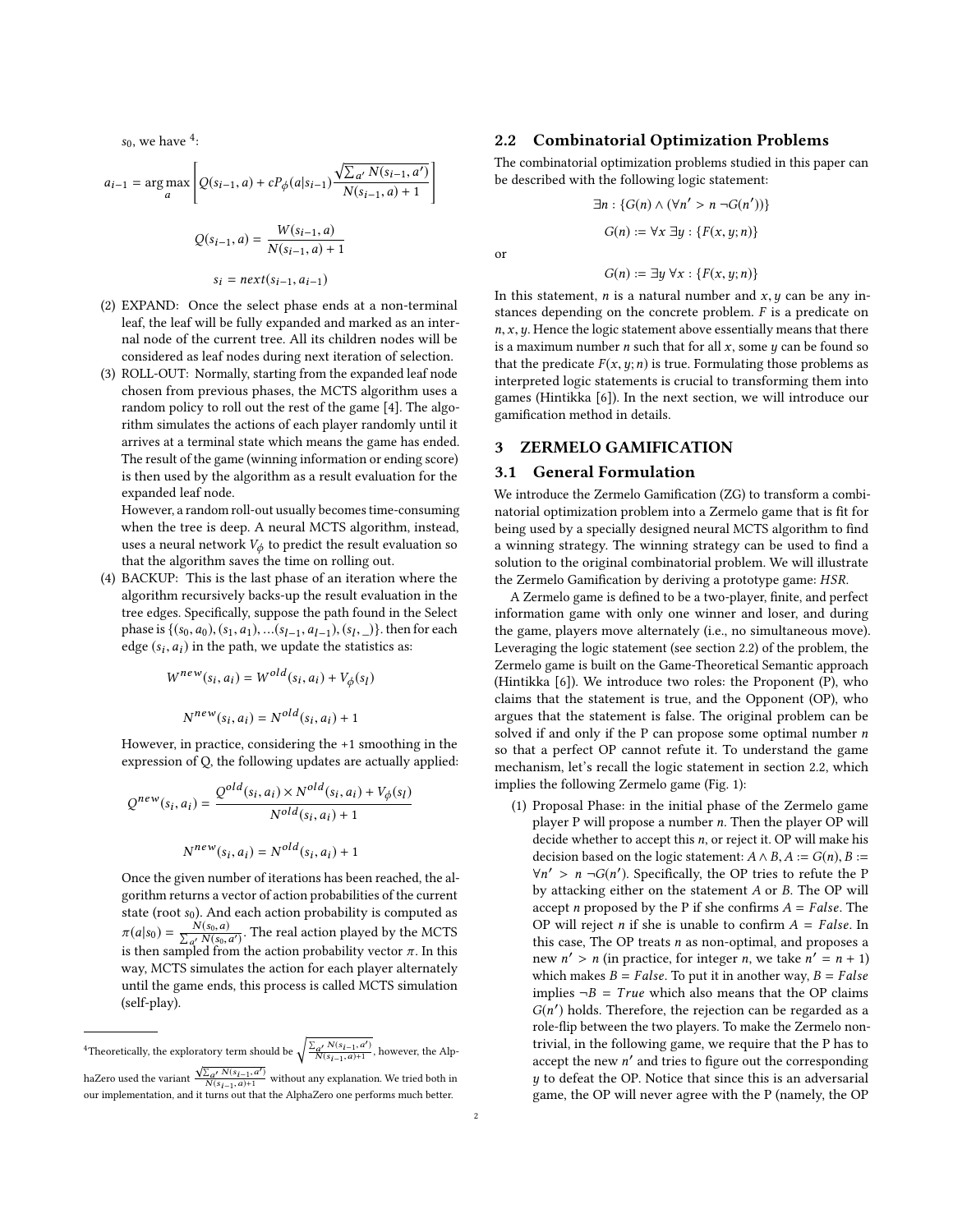$s_0$, we have [4]:

$$a_{i-1} = \arg\max_a \left[ Q(s_{i-1}, a) + cP_\phi(a|s_{i-1}) \frac{\sqrt{\sum_{a'} N(s_{i-1}, a')}}{N(s_{i-1}, a) + 1} \right]$$

$$Q(s_{i-1}, a) = \frac{W(s_{i-1}, a)}{N(s_{i-1}, a) + 1}$$

$$s_i = next(s_{i-1}, a_{i-1})$$

(2) EXPAND: Once the select phase ends at a non-terminal leaf, the leaf will be fully expanded and marked as an internal node of the current tree. All its children nodes will be considered as leaf nodes during next iteration of selection.

(3) ROLL-OUT: Normally, starting from the expanded leaf node chosen from previous phases, the MCTS algorithm uses a random policy to roll out the rest of the game [4]. The algorithm simulates the actions of each player randomly until it arrives at a terminal state which means the game has ended. The result of the game (winning information or ending score) is then used by the algorithm as a result evaluation for the expanded leaf node.

   However, a random roll-out usually becomes time-consuming when the tree is deep. A neural MCTS algorithm, instead, uses a neural network $V_\phi$ to predict the result evaluation so that the algorithm saves the time on rolling out.

(4) BACKUP: This is the last phase of an iteration where the algorithm recursively backs-up the result evaluation in the tree edges. Specifically, suppose the path found in the Select phase is $\{(s_0, a_0), (s_1, a_1), ...(s_{l-1}, a_{l-1}), (s_l, \_)\}$. then for each edge $(s_i, a_i)$ in the path, we update the statistics as:

$$W^{new}(s_i, a_i) = W^{old}(s_i, a_i) + V_\phi(s_l)$$

$$N^{new}(s_i, a_i) = N^{old}(s_i, a_i) + 1$$

   However, in practice, considering the +1 smoothing in the expression of Q, the following updates are actually applied:

$$Q^{new}(s_i, a_i) = \frac{Q^{old}(s_i, a_i) \times N^{old}(s_i, a_i) + V_\phi(s_l)}{N^{old}(s_i, a_i) + 1}$$

$$N^{new}(s_i, a_i) = N^{old}(s_i, a_i) + 1$$

   Once the given number of iterations has been reached, the algorithm returns a vector of action probabilities of the current state (root $s_0$). And each action probability is computed as $\pi(a|s_0) = \frac{N(s_0, a)}{\sum_{a'} N(s_0, a')}$. The real action played by the MCTS is then sampled from the action probability vector $\pi$. In this way, MCTS simulates the action for each player alternately until the game ends, this process is called MCTS simulation (self-play).

[4] Theoretically, the exploratory term should be $\sqrt{\frac{\sum_{a'} N(s_{i-1}, a')}{N(s_{i-1}, a)+1}}$, however, the AlphaZero used the variant $\frac{\sqrt{\sum_{a'} N(s_{i-1}, a')}}{N(s_{i-1}, a)+1}$ without any explanation. We tried both in our implementation, and it turns out that the AlphaZero one performs much better.

## 2.2 Combinatorial Optimization Problems

The combinatorial optimization problems studied in this paper can be described with the following logic statement:

$$\exists n : \{G(n) \wedge (\forall n' > n \; \neg G(n'))\}$$

$$G(n) := \forall x \; \exists y : \{F(x, y; n)\}$$

or

$$G(n) := \exists y \; \forall x : \{F(x, y; n)\}$$

In this statement, $n$ is a natural number and $x, y$ can be any instances depending on the concrete problem. $F$ is a predicate on $n, x, y$. Hence the logic statement above essentially means that there is a maximum number $n$ such that for all $x$, some $y$ can be found so that the predicate $F(x, y; n)$ is true. Formulating those problems as interpreted logic statements is crucial to transforming them into games (Hintikka [6]). In the next section, we will introduce our gamification method in details.

# 3 ZERMELO GAMIFICATION

## 3.1 General Formulation

We introduce the Zermelo Gamification (ZG) to transform a combinatorial optimization problem into a Zermelo game that is fit for being used by a specially designed neural MCTS algorithm to find a winning strategy. The winning strategy can be used to find a solution to the original combinatorial problem. We will illustrate the Zermelo Gamification by deriving a prototype game: *HSR*.

A Zermelo game is defined to be a two-player, finite, and perfect information game with only one winner and loser, and during the game, players move alternately (i.e., no simultaneous move). Leveraging the logic statement (see section 2.2) of the problem, the Zermelo game is built on the Game-Theoretical Semantic approach (Hintikka [6]). We introduce two roles: the Proponent (P), who claims that the statement is true, and the Opponent (OP), who argues that the statement is false. The original problem can be solved if and only if the P can propose some optimal number $n$ so that a perfect OP cannot refute it. To understand the game mechanism, let's recall the logic statement in section 2.2, which implies the following Zermelo game (Fig. 1):

(1) Proposal Phase: in the initial phase of the Zermelo game player P will propose a number $n$. Then the player OP will decide whether to accept this $n$, or reject it. OP will make his decision based on the logic statement: $A \wedge B, A := G(n), B := \forall n' > n \; \neg G(n')$. Specifically, the OP tries to refute the P by attacking either on the statement $A$ or $B$. The OP will accept $n$ proposed by the P if she confirms $A = False$. The OP will reject $n$ if she is unable to confirm $A = False$. In this case, The OP treats $n$ as non-optimal, and proposes a new $n' > n$ (in practice, for integer $n$, we take $n' = n + 1$) which makes $B = False$. To put it in another way, $B = False$ implies $\neg B = True$ which also means that the OP claims $G(n')$ holds. Therefore, the rejection can be regarded as a role-flip between the two players. To make the Zermelo non-trivial, in the following game, we require that the P has to accept the new $n'$ and tries to figure out the corresponding $y$ to defeat the OP. Notice that since this is an adversarial game, the OP will never agree with the P (namely, the OP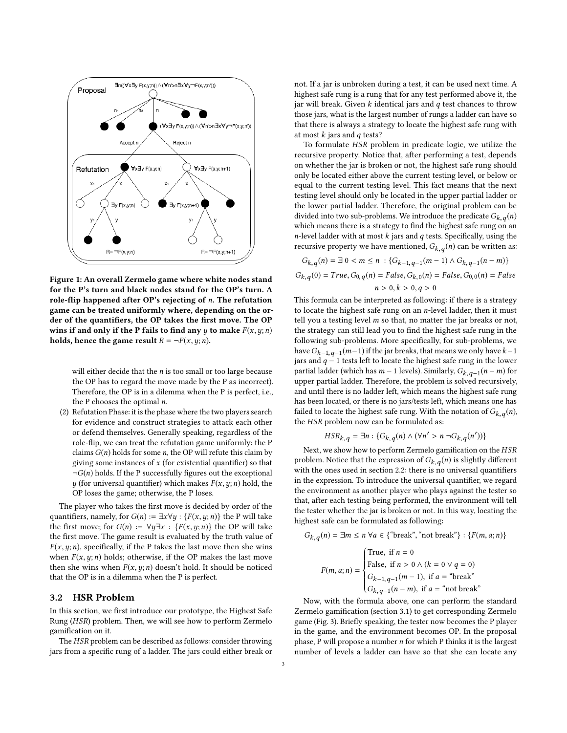Figure 1: An overall Zermelo game where white nodes stand for the P's turn and black nodes stand for the OP's turn. A role-flip happened after OP's rejecting of $n$. The refutation game can be treated uniformly where, depending on the order of the quantifiers, the OP takes the first move. The OP wins if and only if the P fails to find any $y$ to make $F(x, y; n)$ holds, hence the game result $R = \neg F(x, y; n)$.

will either decide that the $n$ is too small or too large because the OP has to regard the move made by the P as incorrect). Therefore, the OP is in a dilemma when the P is perfect, i.e., the P chooses the optimal $n$.

(2) Refutation Phase: it is the phase where the two players search for evidence and construct strategies to attack each other or defend themselves. Generally speaking, regardless of the role-flip, we can treat the refutation game uniformly: the P claims $G(n)$ holds for some $n$, the OP will refute this claim by giving some instances of $x$ (for existential quantifier) so that $\neg G(n)$ holds. If the P successfully figures out the exceptional $y$ (for universal quantifier) which makes $F(x, y; n)$ hold, the OP loses the game; otherwise, the P loses.

The player who takes the first move is decided by order of the quantifiers, namely, for $G(n) := \exists x \forall y : \{F(x, y; n)\}$ the P will take the first move; for $G(n) := \forall y \exists x : \{F(x, y; n)\}$ the OP will take the first move. The game result is evaluated by the truth value of $F(x, y; n)$, specifically, if the P takes the last move then she wins when $F(x, y; n)$ holds; otherwise, if the OP makes the last move then she wins when $F(x, y; n)$ doesn't hold. It should be noticed that the OP is in a dilemma when the P is perfect.

## 3.2 HSR Problem

In this section, we first introduce our prototype, the Highest Safe Rung (*HSR*) problem. Then, we will see how to perform Zermelo gamification on it.

The *HSR* problem can be described as follows: consider throwing jars from a specific rung of a ladder. The jars could either break or not. If a jar is unbroken during a test, it can be used next time. A highest safe rung is a rung that for any test performed above it, the jar will break. Given $k$ identical jars and $q$ test chances to throw those jars, what is the largest number of rungs a ladder can have so that there is always a strategy to locate the highest safe rung with at most $k$ jars and $q$ tests?

To formulate *HSR* problem in predicate logic, we utilize the recursive property. Notice that, after performing a test, depends on whether the jar is broken or not, the highest safe rung should only be located either above the current testing level, or below or equal to the current testing level. This fact means that the next testing level should only be located in the upper partial ladder or the lower partial ladder. Therefore, the original problem can be divided into two sub-problems. We introduce the predicate $G_{k,q}(n)$ which means there is a strategy to find the highest safe rung on an $n$-level ladder with at most $k$ jars and $q$ tests. Specifically, using the recursive property we have mentioned, $G_{k,q}(n)$ can be written as:

$$G_{k,q}(n) = \exists\, 0 < m \le n\ : \{G_{k-1,q-1}(m-1) \wedge G_{k,q-1}(n-m)\}$$

$$G_{k,q}(0) = True, G_{0,q}(n) = False, G_{k,0}(n) = False, G_{0,0}(n) = False$$

$$n > 0, k > 0, q > 0$$

This formula can be interpreted as following: if there is a strategy to locate the highest safe rung on an $n$-level ladder, then it must tell you a testing level $m$ so that, no matter the jar breaks or not, the strategy can still lead you to find the highest safe rung in the following sub-problems. More specifically, for sub-problems, we have $G_{k-1,q-1}(m-1)$ if the jar breaks, that means we only have $k-1$ jars and $q-1$ tests left to locate the highest safe rung in the lower partial ladder (which has $m-1$ levels). Similarly, $G_{k,q-1}(n-m)$ for upper partial ladder. Therefore, the problem is solved recursively, and until there is no ladder left, which means the highest safe rung has been located, or there is no jars/tests left, which means one has failed to locate the highest safe rung. With the notation of $G_{k,q}(n)$, the *HSR* problem now can be formulated as:

$$HSR_{k,q} = \exists n : \{G_{k,q}(n) \wedge (\forall n' > n\ \neg G_{k,q}(n'))\}$$

Next, we show how to perform Zermelo gamification on the *HSR* problem. Notice that the expression of $G_{k,q}(n)$ is slightly different with the ones used in section 2.2: there is no universal quantifiers in the expression. To introduce the universal quantifier, we regard the environment as another player who plays against the tester so that, after each testing being performed, the environment will tell the tester whether the jar is broken or not. In this way, locating the highest safe can be formulated as following:

$$G_{k,q}(n) = \exists m \le n\ \forall a \in \{\text{"break"}, \text{"not break"}\} : \{F(m, a; n)\}$$

$$F(m, a; n) = \begin{cases} \text{True, if } n = 0 \\ \text{False, if } n > 0 \wedge (k = 0 \vee q = 0) \\ G_{k-1,q-1}(m-1), \text{ if } a = \text{"break"} \\ G_{k,q-1}(n-m), \text{ if } a = \text{"not break"} \end{cases}$$

Now, with the formula above, one can perform the standard Zermelo gamification (section 3.1) to get corresponding Zermelo game (Fig. 3). Briefly speaking, the tester now becomes the P player in the game, and the environment becomes OP. In the proposal phase, P will propose a number $n$ for which P thinks it is the largest number of levels a ladder can have so that she can locate any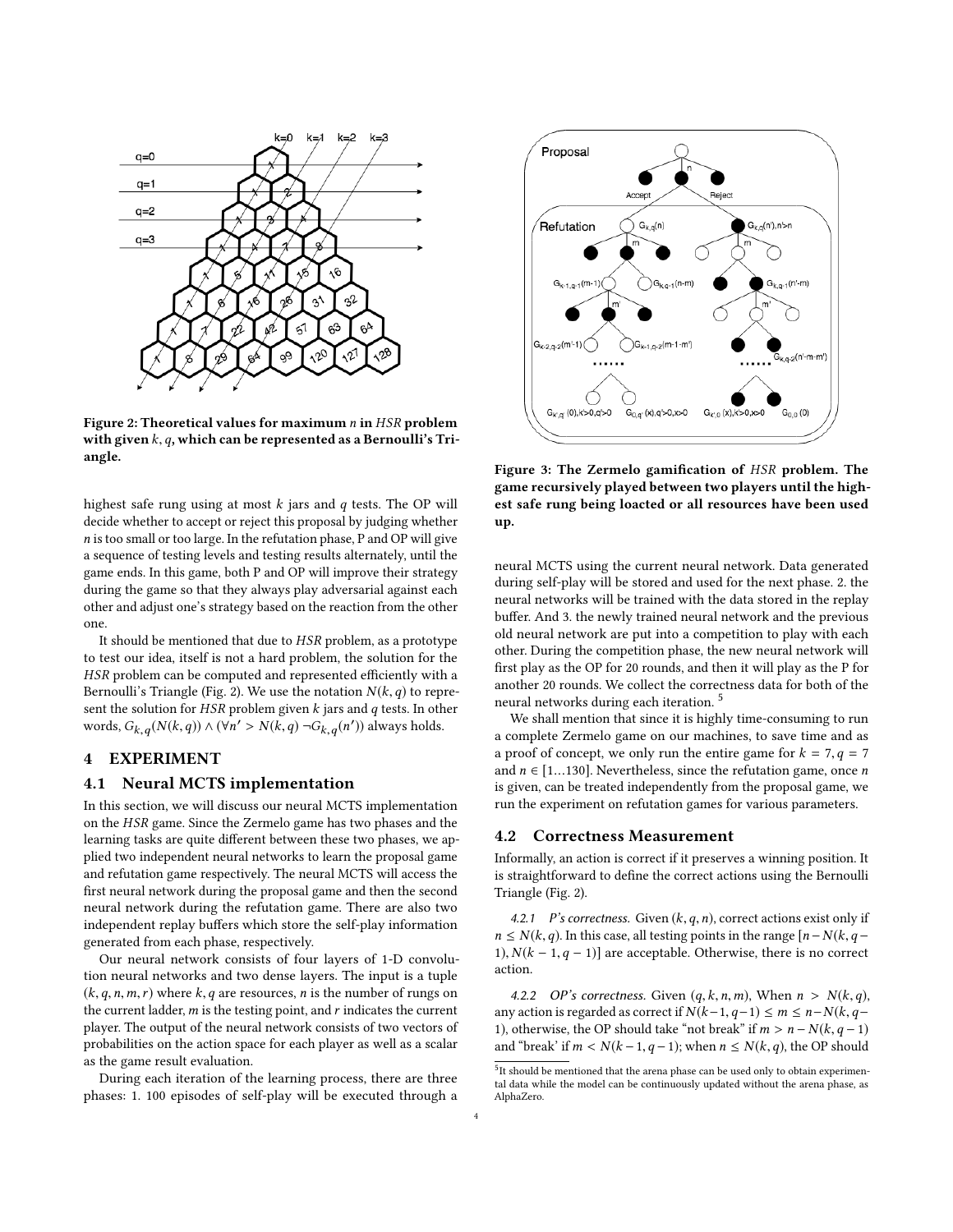Figure 2: Theoretical values for maximum $n$ in *HSR* problem with given $k$, $q$, which can be represented as a Bernoulli's Triangle.

Figure 3: The Zermelo gamification of *HSR* problem. The game recursively played between two players until the highest safe rung being loacted or all resources have been used up.

highest safe rung using at most $k$ jars and $q$ tests. The OP will decide whether to accept or reject this proposal by judging whether $n$ is too small or too large. In the refutation phase, P and OP will give a sequence of testing levels and testing results alternately, until the game ends. In this game, both P and OP will improve their strategy during the game so that they always play adversarial against each other and adjust one's strategy based on the reaction from the other one.

It should be mentioned that due to *HSR* problem, as a prototype to test our idea, itself is not a hard problem, the solution for the *HSR* problem can be computed and represented efficiently with a Bernoulli's Triangle (Fig. 2). We use the notation $N(k, q)$ to represent the solution for *HSR* problem given $k$ jars and $q$ tests. In other words, $G_{k,q}(N(k, q)) \wedge (\forall n' > N(k, q)\ \neg G_{k,q}(n'))$ always holds.

## 4 EXPERIMENT

### 4.1 Neural MCTS implementation

In this section, we will discuss our neural MCTS implementation on the *HSR* game. Since the Zermelo game has two phases and the learning tasks are quite different between these two phases, we applied two independent neural networks to learn the proposal game and refutation game respectively. The neural MCTS will access the first neural network during the proposal game and then the second neural network during the refutation game. There are also two independent replay buffers which store the self-play information generated from each phase, respectively.

Our neural network consists of four layers of 1-D convolution neural networks and two dense layers. The input is a tuple $(k, q, n, m, r)$ where $k, q$ are resources, $n$ is the number of rungs on the current ladder, $m$ is the testing point, and $r$ indicates the current player. The output of the neural network consists of two vectors of probabilities on the action space for each player as well as a scalar as the game result evaluation.

During each iteration of the learning process, there are three phases: 1. 100 episodes of self-play will be executed through a neural MCTS using the current neural network. Data generated during self-play will be stored and used for the next phase. 2. the neural networks will be trained with the data stored in the replay buffer. And 3. the newly trained neural network and the previous old neural network are put into a competition to play with each other. During the competition phase, the new neural network will first play as the OP for 20 rounds, and then it will play as the P for another 20 rounds. We collect the correctness data for both of the neural networks during each iteration. [5]

We shall mention that since it is highly time-consuming to run a complete Zermelo game on our machines, to save time and as a proof of concept, we only run the entire game for $k = 7, q = 7$ and $n \in [1...130]$. Nevertheless, since the refutation game, once $n$ is given, can be treated independently from the proposal game, we run the experiment on refutation games for various parameters.

### 4.2 Correctness Measurement

Informally, an action is correct if it preserves a winning position. It is straightforward to define the correct actions using the Bernoulli Triangle (Fig. 2).

*4.2.1 P's correctness.* Given $(k, q, n)$, correct actions exist only if $n \leq N(k, q)$. In this case, all testing points in the range $[n - N(k, q - 1), N(k-1, q-1)]$ are acceptable. Otherwise, there is no correct action.

*4.2.2 OP's correctness.* Given $(q, k, n, m)$, When $n > N(k, q)$, any action is regarded as correct if $N(k-1, q-1) \leq m \leq n - N(k, q-1)$, otherwise, the OP should take "not break" if $m > n - N(k, q-1)$ and "break' if $m < N(k-1, q-1)$; when $n \leq N(k, q)$, the OP should

[5] It should be mentioned that the arena phase can be used only to obtain experimental data while the model can be continuously updated without the arena phase, as AlphaZero.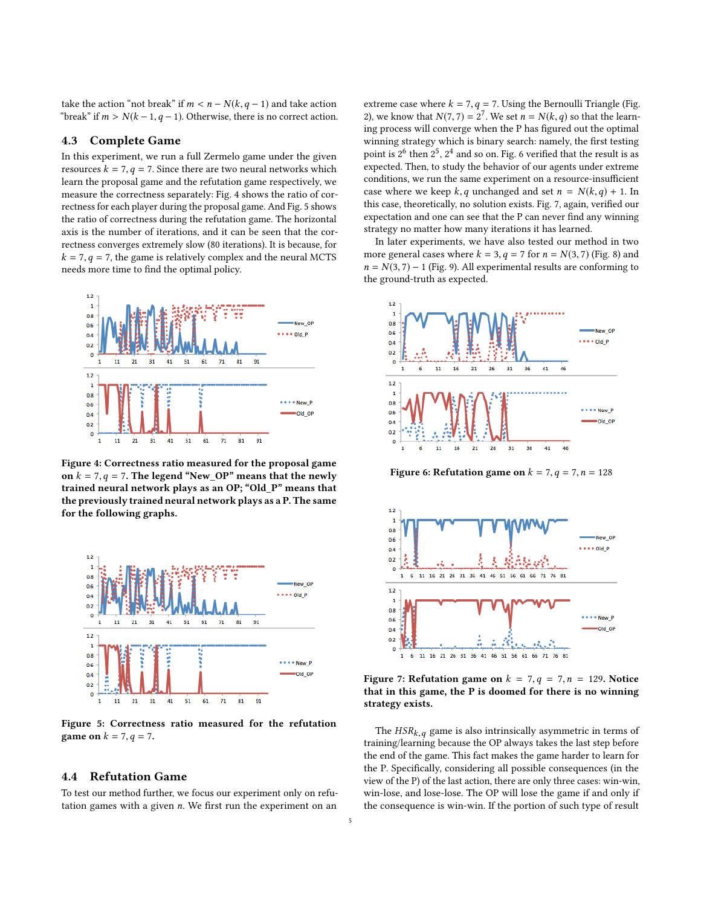take the action “not break” if $m < n - N(k, q-1)$ and take action “break” if $m > N(k-1, q-1)$. Otherwise, there is no correct action.

## 4.3 Complete Game

In this experiment, we run a full Zermelo game under the given resources $k = 7, q = 7$. Since there are two neural networks which learn the proposal game and the refutation game respectively, we measure the correctness separately: Fig. 4 shows the ratio of correctness for each player during the proposal game. And Fig. 5 shows the ratio of correctness during the refutation game. The horizontal axis is the number of iterations, and it can be seen that the correctness converges extremely slow (80 iterations). It is because, for $k = 7, q = 7$, the game is relatively complex and the neural MCTS needs more time to find the optimal policy.

**Figure 4: Correctness ratio measured for the proposal game on $k = 7, q = 7$. The legend “New_OP” means that the newly trained neural network plays as an OP; “Old_P” means that the previously trained neural network plays as a P. The same for the following graphs.**

**Figure 5: Correctness ratio measured for the refutation game on $k = 7, q = 7$.**

## 4.4 Refutation Game

To test our method further, we focus our experiment only on refutation games with a given $n$. We first run the experiment on an extreme case where $k = 7, q = 7$. Using the Bernoulli Triangle (Fig. 2), we know that $N(7, 7) = 2^7$. We set $n = N(k, q)$ so that the learning process will converge when the P has figured out the optimal winning strategy which is binary search: namely, the first testing point is $2^6$ then $2^5$, $2^4$ and so on. Fig. 6 verified that the result is as expected. Then, to study the behavior of our agents under extreme conditions, we run the same experiment on a resource-insufficient case where we keep $k, q$ unchanged and set $n = N(k, q) + 1$. In this case, theoretically, no solution exists. Fig. 7, again, verified our expectation and one can see that the P can never find any winning strategy no matter how many iterations it has learned.

In later experiments, we have also tested our method in two more general cases where $k = 3, q = 7$ for $n = N(3, 7)$ (Fig. 8) and $n = N(3, 7) - 1$ (Fig. 9). All experimental results are conforming to the ground-truth as expected.

**Figure 6: Refutation game on $k = 7, q = 7, n = 128$**

**Figure 7: Refutation game on $k = 7, q = 7, n = 129$. Notice that in this game, the P is doomed for there is no winning strategy exists.**

The $HSR_{k,q}$ game is also intrinsically asymmetric in terms of training/learning because the OP always takes the last step before the end of the game. This fact makes the game harder to learn for the P. Specifically, considering all possible consequences (in the view of the P) of the last action, there are only three cases: win-win, win-lose, and lose-lose. The OP will lose the game if and only if the consequence is win-win. If the portion of such type of result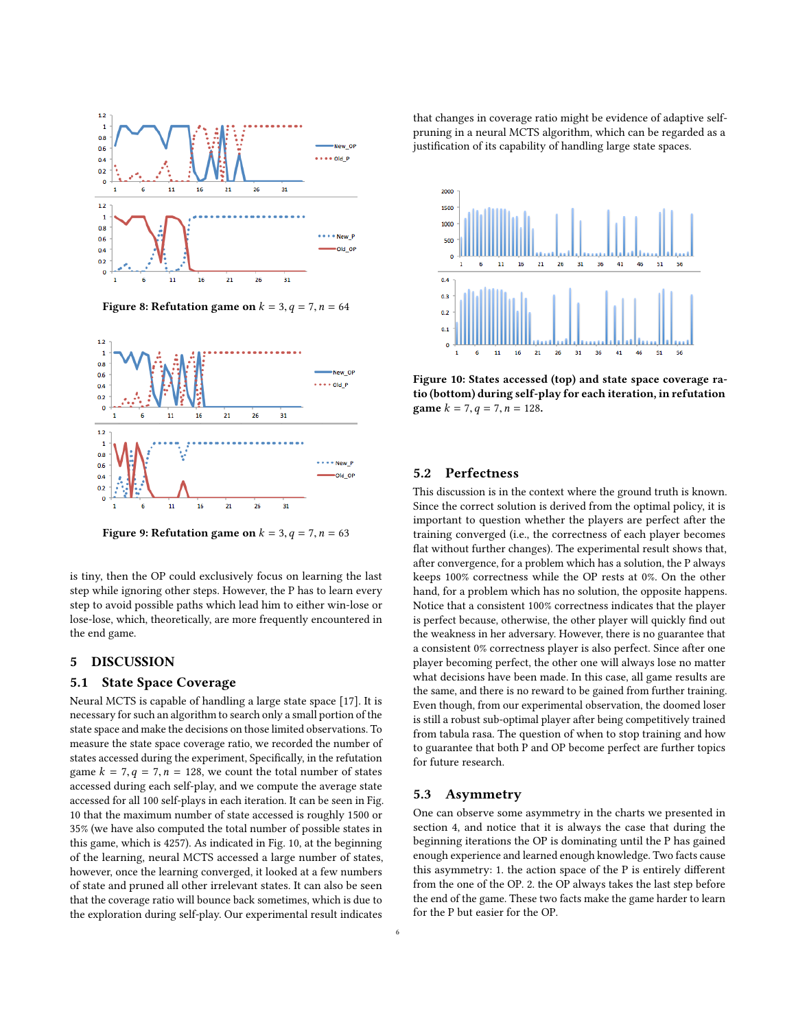Figure 8: Refutation game on $k = 3, q = 7, n = 64$

Figure 9: Refutation game on $k = 3, q = 7, n = 63$

is tiny, then the OP could exclusively focus on learning the last step while ignoring other steps. However, the P has to learn every step to avoid possible paths which lead him to either win-lose or lose-lose, which, theoretically, are more frequently encountered in the end game.

## 5 DISCUSSION

### 5.1 State Space Coverage

Neural MCTS is capable of handling a large state space [17]. It is necessary for such an algorithm to search only a small portion of the state space and make the decisions on those limited observations. To measure the state space coverage ratio, we recorded the number of states accessed during the experiment, Specifically, in the refutation game $k = 7, q = 7, n = 128$, we count the total number of states accessed during each self-play, and we compute the average state accessed for all 100 self-plays in each iteration. It can be seen in Fig. 10 that the maximum number of state accessed is roughly 1500 or 35% (we have also computed the total number of possible states in this game, which is 4257). As indicated in Fig. 10, at the beginning of the learning, neural MCTS accessed a large number of states, however, once the learning converged, it looked at a few numbers of state and pruned all other irrelevant states. It can also be seen that the coverage ratio will bounce back sometimes, which is due to the exploration during self-play. Our experimental result indicates that changes in coverage ratio might be evidence of adaptive self-pruning in a neural MCTS algorithm, which can be regarded as a justification of its capability of handling large state spaces.

**Figure 10: States accessed (top) and state space coverage ratio (bottom) during self-play for each iteration, in refutation game $k = 7, q = 7, n = 128$.**

### 5.2 Perfectness

This discussion is in the context where the ground truth is known. Since the correct solution is derived from the optimal policy, it is important to question whether the players are perfect after the training converged (i.e., the correctness of each player becomes flat without further changes). The experimental result shows that, after convergence, for a problem which has a solution, the P always keeps 100% correctness while the OP rests at 0%. On the other hand, for a problem which has no solution, the opposite happens. Notice that a consistent 100% correctness indicates that the player is perfect because, otherwise, the other player will quickly find out the weakness in her adversary. However, there is no guarantee that a consistent 0% correctness player is also perfect. Since after one player becoming perfect, the other one will always lose no matter what decisions have been made. In this case, all game results are the same, and there is no reward to be gained from further training. Even though, from our experimental observation, the doomed loser is still a robust sub-optimal player after being competitively trained from tabula rasa. The question of when to stop training and how to guarantee that both P and OP become perfect are further topics for future research.

### 5.3 Asymmetry

One can observe some asymmetry in the charts we presented in section 4, and notice that it is always the case that during the beginning iterations the OP is dominating until the P has gained enough experience and learned enough knowledge. Two facts cause this asymmetry: 1. the action space of the P is entirely different from the one of the OP. 2. the OP always takes the last step before the end of the game. These two facts make the game harder to learn for the P but easier for the OP.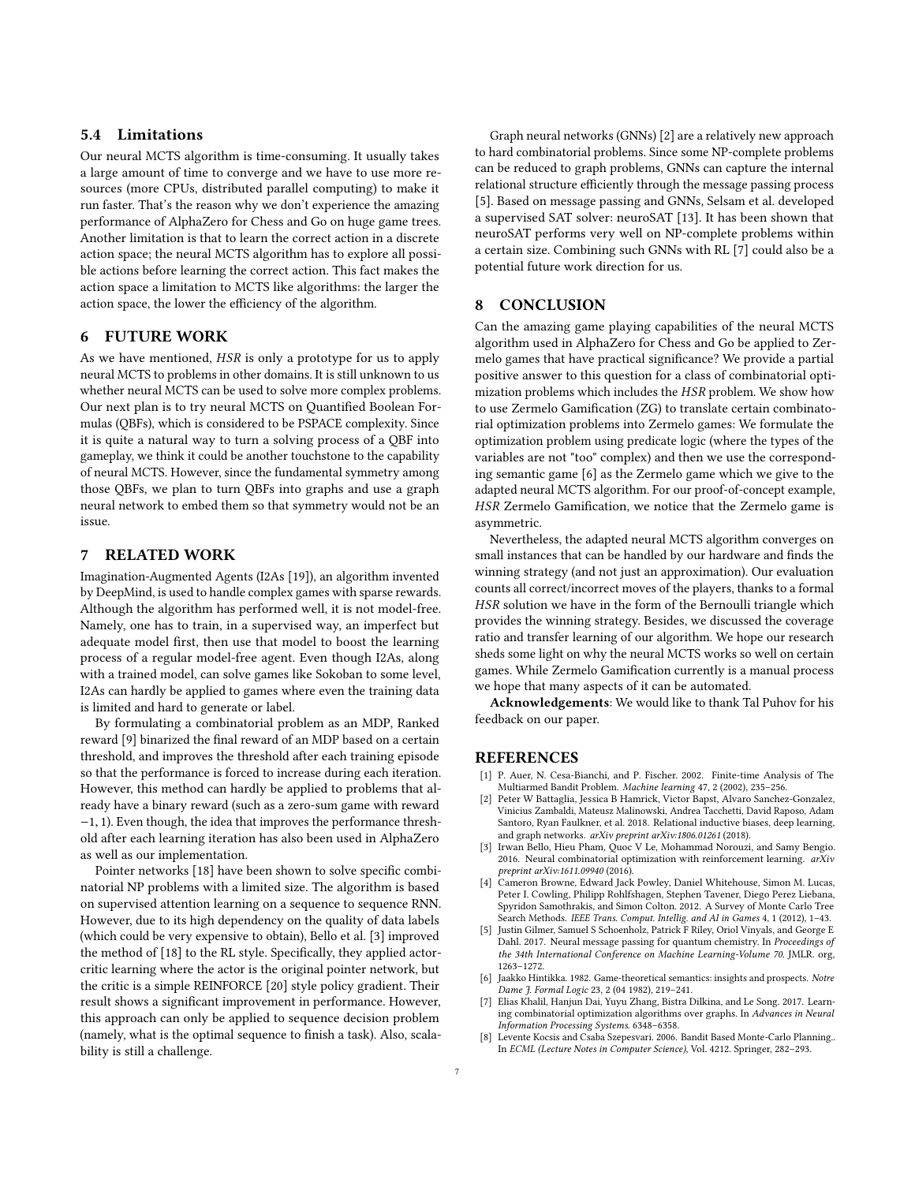### 5.4 Limitations

Our neural MCTS algorithm is time-consuming. It usually takes a large amount of time to converge and we have to use more resources (more CPUs, distributed parallel computing) to make it run faster. That's the reason why we don't experience the amazing performance of AlphaZero for Chess and Go on huge game trees. Another limitation is that to learn the correct action in a discrete action space; the neural MCTS algorithm has to explore all possible actions before learning the correct action. This fact makes the action space a limitation to MCTS like algorithms: the larger the action space, the lower the efficiency of the algorithm.

## 6 FUTURE WORK

As we have mentioned, *HSR* is only a prototype for us to apply neural MCTS to problems in other domains. It is still unknown to us whether neural MCTS can be used to solve more complex problems. Our next plan is to try neural MCTS on Quantified Boolean Formulas (QBFs), which is considered to be PSPACE complexity. Since it is quite a natural way to turn a solving process of a QBF into gameplay, we think it could be another touchstone to the capability of neural MCTS. However, since the fundamental symmetry among those QBFs, we plan to turn QBFs into graphs and use a graph neural network to embed them so that symmetry would not be an issue.

## 7 RELATED WORK

Imagination-Augmented Agents (I2As [19]), an algorithm invented by DeepMind, is used to handle complex games with sparse rewards. Although the algorithm has performed well, it is not model-free. Namely, one has to train, in a supervised way, an imperfect but adequate model first, then use that model to boost the learning process of a regular model-free agent. Even though I2As, along with a trained model, can solve games like Sokoban to some level, I2As can hardly be applied to games where even the training data is limited and hard to generate or label.

By formulating a combinatorial problem as an MDP, Ranked reward [9] binarized the final reward of an MDP based on a certain threshold, and improves the threshold after each training episode so that the performance is forced to increase during each iteration. However, this method can hardly be applied to problems that already have a binary reward (such as a zero-sum game with reward $-1, 1$). Even though, the idea that improves the performance threshold after each learning iteration has also been used in AlphaZero as well as our implementation.

Pointer networks [18] have been shown to solve specific combinatorial NP problems with a limited size. The algorithm is based on supervised attention learning on a sequence to sequence RNN. However, due to its high dependency on the quality of data labels (which could be very expensive to obtain), Bello et al. [3] improved the method of [18] to the RL style. Specifically, they applied actor-critic learning where the actor is the original pointer network, but the critic is a simple REINFORCE [20] style policy gradient. Their result shows a significant improvement in performance. However, this approach can only be applied to sequence decision problem (namely, what is the optimal sequence to finish a task). Also, scalability is still a challenge.

Graph neural networks (GNNs) [2] are a relatively new approach to hard combinatorial problems. Since some NP-complete problems can be reduced to graph problems, GNNs can capture the internal relational structure efficiently through the message passing process [5]. Based on message passing and GNNs, Selsam et al. developed a supervised SAT solver: neuroSAT [13]. It has been shown that neuroSAT performs very well on NP-complete problems within a certain size. Combining such GNNs with RL [7] could also be a potential future work direction for us.

## 8 CONCLUSION

Can the amazing game playing capabilities of the neural MCTS algorithm used in AlphaZero for Chess and Go be applied to Zermelo games that have practical significance? We provide a partial positive answer to this question for a class of combinatorial optimization problems which includes the *HSR* problem. We show how to use Zermelo Gamification (ZG) to translate certain combinatorial optimization problems into Zermelo games: We formulate the optimization problem using predicate logic (where the types of the variables are not "too" complex) and then we use the corresponding semantic game [6] as the Zermelo game which we give to the adapted neural MCTS algorithm. For our proof-of-concept example, *HSR* Zermelo Gamification, we notice that the Zermelo game is asymmetric.

Nevertheless, the adapted neural MCTS algorithm converges on small instances that can be handled by our hardware and finds the winning strategy (and not just an approximation). Our evaluation counts all correct/incorrect moves of the players, thanks to a formal *HSR* solution we have in the form of the Bernoulli triangle which provides the winning strategy. Besides, we discussed the coverage ratio and transfer learning of our algorithm. We hope our research sheds some light on why the neural MCTS works so well on certain games. While Zermelo Gamification currently is a manual process we hope that many aspects of it can be automated.

**Acknowledgements**: We would like to thank Tal Puhov for his feedback on our paper.

## REFERENCES

[1] P. Auer, N. Cesa-Bianchi, and P. Fischer. 2002. Finite-time Analysis of The Multiarmed Bandit Problem. *Machine learning* 47, 2 (2002), 235–256.

[2] Peter W Battaglia, Jessica B Hamrick, Victor Bapst, Alvaro Sanchez-Gonzalez, Vinicius Zambaldi, Mateusz Malinowski, Andrea Tacchetti, David Raposo, Adam Santoro, Ryan Faulkner, et al. 2018. Relational inductive biases, deep learning, and graph networks. *arXiv preprint arXiv:1806.01261* (2018).

[3] Irwan Bello, Hieu Pham, Quoc V Le, Mohammad Norouzi, and Samy Bengio. 2016. Neural combinatorial optimization with reinforcement learning. *arXiv preprint arXiv:1611.09940* (2016).

[4] Cameron Browne, Edward Jack Powley, Daniel Whitehouse, Simon M. Lucas, Peter I. Cowling, Philipp Rohlfshagen, Stephen Tavener, Diego Perez Liebana, Spyridon Samothrakis, and Simon Colton. 2012. A Survey of Monte Carlo Tree Search Methods. *IEEE Trans. Comput. Intellig. and AI in Games* 4, 1 (2012), 1–43.

[5] Justin Gilmer, Samuel S Schoenholz, Patrick F Riley, Oriol Vinyals, and George E Dahl. 2017. Neural message passing for quantum chemistry. In *Proceedings of the 34th International Conference on Machine Learning-Volume 70*. JMLR. org, 1263–1272.

[6] Jaakko Hintikka. 1982. Game-theoretical semantics: insights and prospects. *Notre Dame J. Formal Logic* 23, 2 (04 1982), 219–241.

[7] Elias Khalil, Hanjun Dai, Yuyu Zhang, Bistra Dilkina, and Le Song. 2017. Learning combinatorial optimization algorithms over graphs. In *Advances in Neural Information Processing Systems*. 6348–6358.

[8] Levente Kocsis and Csaba Szepesvari. 2006. Bandit Based Monte-Carlo Planning.. In *ECML (Lecture Notes in Computer Science)*, Vol. 4212. Springer, 282–293.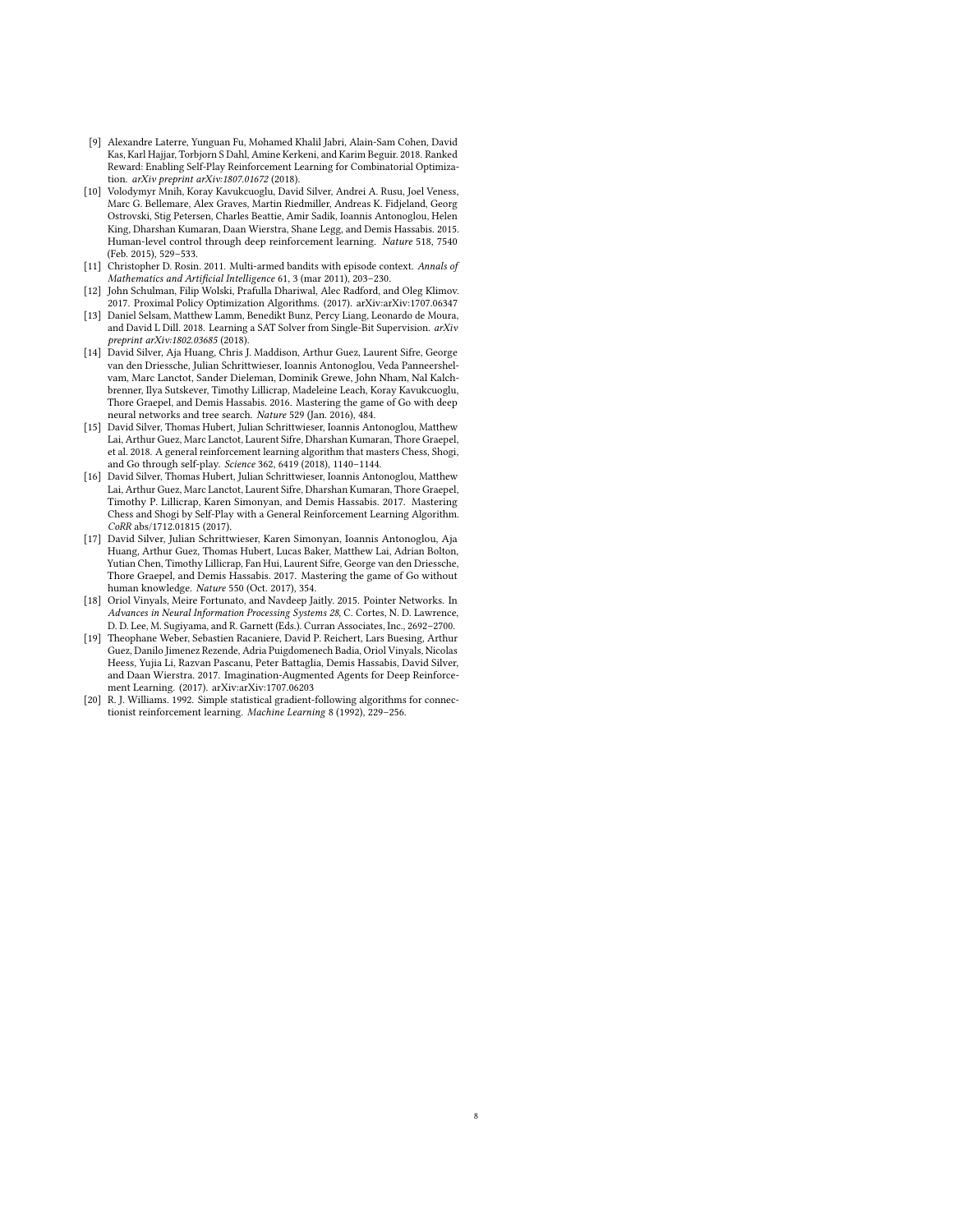[9] Alexandre Laterre, Yunguan Fu, Mohamed Khalil Jabri, Alain-Sam Cohen, David Kas, Karl Hajjar, Torbjorn S Dahl, Amine Kerkeni, and Karim Beguir. 2018. Ranked Reward: Enabling Self-Play Reinforcement Learning for Combinatorial Optimization. *arXiv preprint arXiv:1807.01672* (2018).

[10] Volodymyr Mnih, Koray Kavukcuoglu, David Silver, Andrei A. Rusu, Joel Veness, Marc G. Bellemare, Alex Graves, Martin Riedmiller, Andreas K. Fidjeland, Georg Ostrovski, Stig Petersen, Charles Beattie, Amir Sadik, Ioannis Antonoglou, Helen King, Dharshan Kumaran, Daan Wierstra, Shane Legg, and Demis Hassabis. 2015. Human-level control through deep reinforcement learning. *Nature* 518, 7540 (Feb. 2015), 529–533.

[11] Christopher D. Rosin. 2011. Multi-armed bandits with episode context. *Annals of Mathematics and Artificial Intelligence* 61, 3 (mar 2011), 203–230.

[12] John Schulman, Filip Wolski, Prafulla Dhariwal, Alec Radford, and Oleg Klimov. 2017. Proximal Policy Optimization Algorithms. (2017). arXiv:arXiv:1707.06347

[13] Daniel Selsam, Matthew Lamm, Benedikt Bunz, Percy Liang, Leonardo de Moura, and David L Dill. 2018. Learning a SAT Solver from Single-Bit Supervision. *arXiv preprint arXiv:1802.03685* (2018).

[14] David Silver, Aja Huang, Chris J. Maddison, Arthur Guez, Laurent Sifre, George van den Driessche, Julian Schrittwieser, Ioannis Antonoglou, Veda Panneershelvam, Marc Lanctot, Sander Dieleman, Dominik Grewe, John Nham, Nal Kalchbrenner, Ilya Sutskever, Timothy Lillicrap, Madeleine Leach, Koray Kavukcuoglu, Thore Graepel, and Demis Hassabis. 2016. Mastering the game of Go with deep neural networks and tree search. *Nature* 529 (Jan. 2016), 484.

[15] David Silver, Thomas Hubert, Julian Schrittwieser, Ioannis Antonoglou, Matthew Lai, Arthur Guez, Marc Lanctot, Laurent Sifre, Dharshan Kumaran, Thore Graepel, et al. 2018. A general reinforcement learning algorithm that masters Chess, Shogi, and Go through self-play. *Science* 362, 6419 (2018), 1140–1144.

[16] David Silver, Thomas Hubert, Julian Schrittwieser, Ioannis Antonoglou, Matthew Lai, Arthur Guez, Marc Lanctot, Laurent Sifre, Dharshan Kumaran, Thore Graepel, Timothy P. Lillicrap, Karen Simonyan, and Demis Hassabis. 2017. Mastering Chess and Shogi by Self-Play with a General Reinforcement Learning Algorithm. *CoRR* abs/1712.01815 (2017).

[17] David Silver, Julian Schrittwieser, Karen Simonyan, Ioannis Antonoglou, Aja Huang, Arthur Guez, Thomas Hubert, Lucas Baker, Matthew Lai, Adrian Bolton, Yutian Chen, Timothy Lillicrap, Fan Hui, Laurent Sifre, George van den Driessche, Thore Graepel, and Demis Hassabis. 2017. Mastering the game of Go without human knowledge. *Nature* 550 (Oct. 2017), 354.

[18] Oriol Vinyals, Meire Fortunato, and Navdeep Jaitly. 2015. Pointer Networks. In *Advances in Neural Information Processing Systems 28*, C. Cortes, N. D. Lawrence, D. D. Lee, M. Sugiyama, and R. Garnett (Eds.). Curran Associates, Inc., 2692–2700.

[19] Theophane Weber, Sebastien Racaniere, David P. Reichert, Lars Buesing, Arthur Guez, Danilo Jimenez Rezende, Adria Puigdomenech Badia, Oriol Vinyals, Nicolas Heess, Yujia Li, Razvan Pascanu, Peter Battaglia, Demis Hassabis, David Silver, and Daan Wierstra. 2017. Imagination-Augmented Agents for Deep Reinforcement Learning. (2017). arXiv:arXiv:1707.06203

[20] R. J. Williams. 1992. Simple statistical gradient-following algorithms for connectionist reinforcement learning. *Machine Learning* 8 (1992), 229–256.